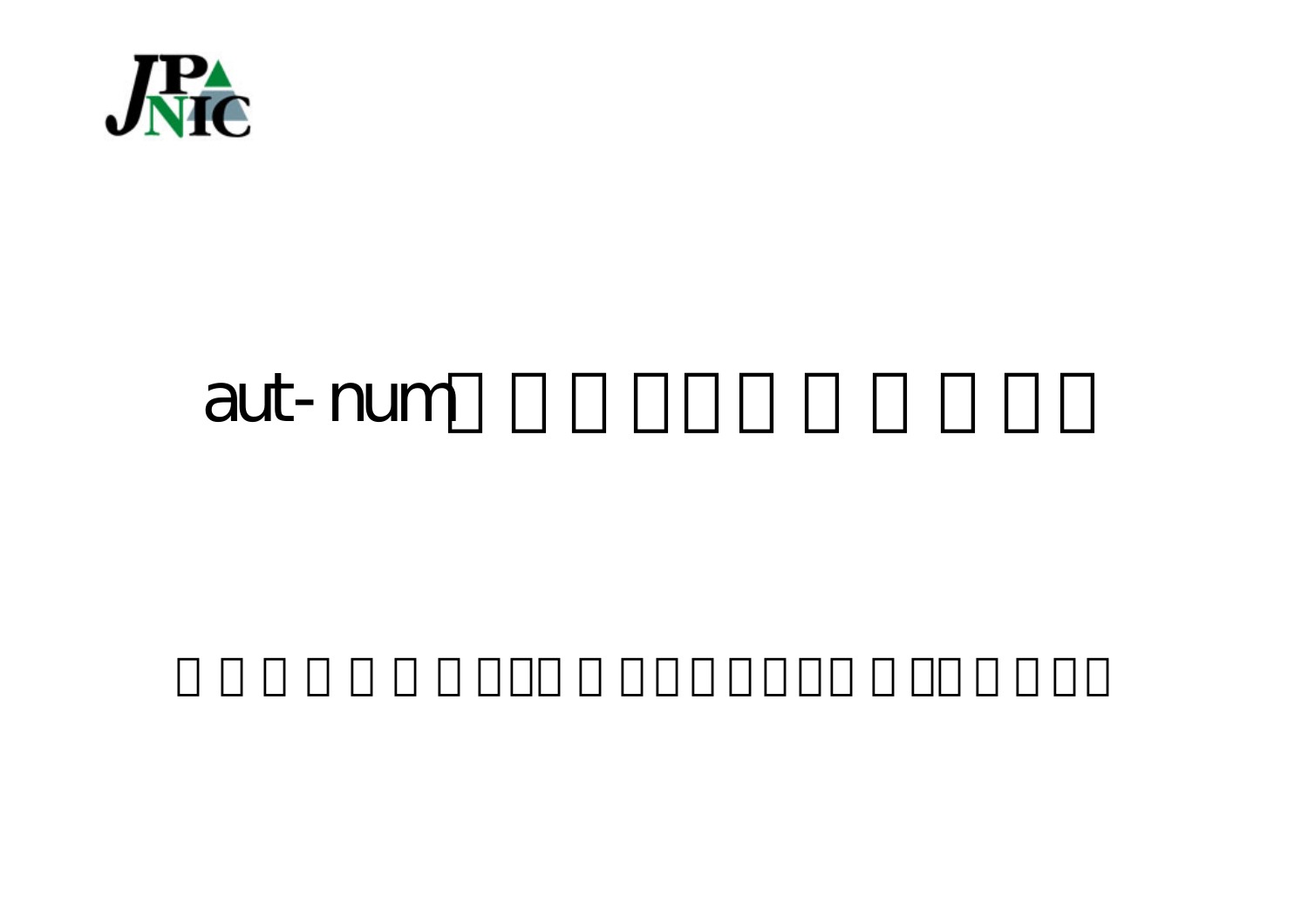# aut-num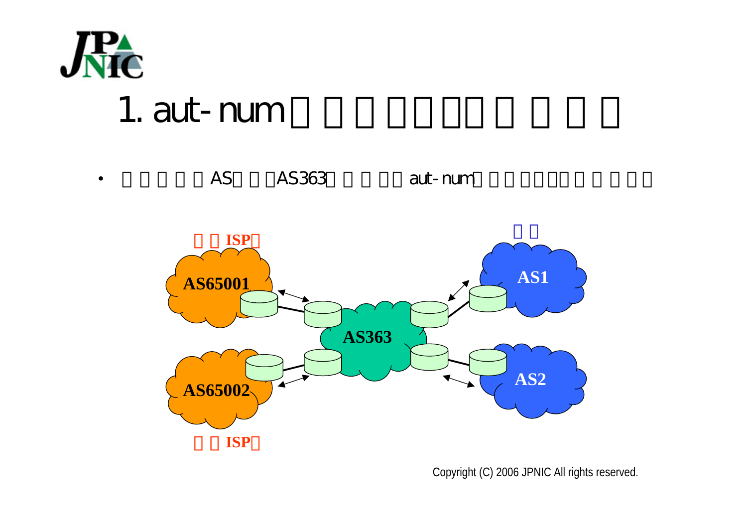# 1. aut-num□□□□□□□□□□

- □□□□□AS□□□AS363□□□□□aut-num□□□□□□□□□□□□

□□ISP□

AS65001

AS65002

□□ISP□

AS363

□□

AS1

AS2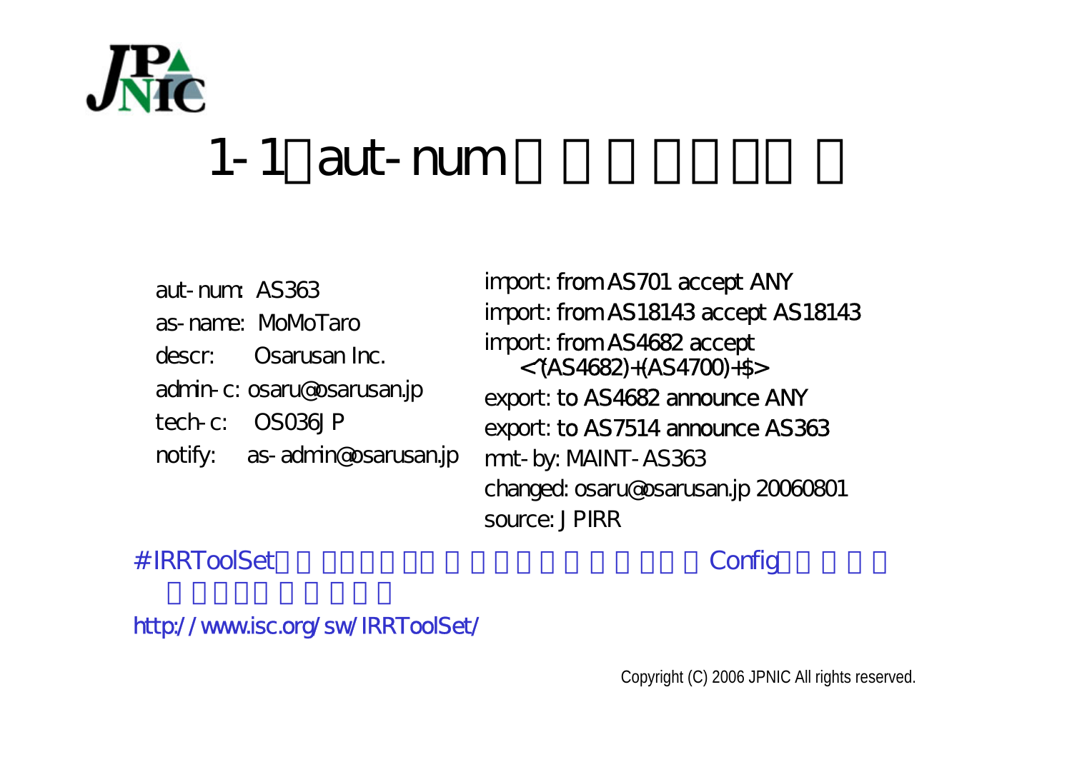# 1-1 aut-num

```
aut-num:  AS363
as-name:  MoMoTaro
descr:    Osarusan Inc.
admin-c:  osaru@osarusan.jp
tech-c:   OS036JP
notify:   as-admin@osarusan.jp
import: from AS701 accept ANY
import: from AS18143 accept AS18143
import: from AS4682 accept
     <^(AS4682)+(AS4700)+$>
export: to AS4682 announce ANY
export: to AS7514 announce AS363
mnt-by: MAINT-AS363
changed: osaru@osarusan.jp 20060801
source: JPIRR
```

#IRRToolSet Config

http://www.isc.org/sw/IRRToolSet/

Copyright (C) 2006 JPNIC All rights reserved.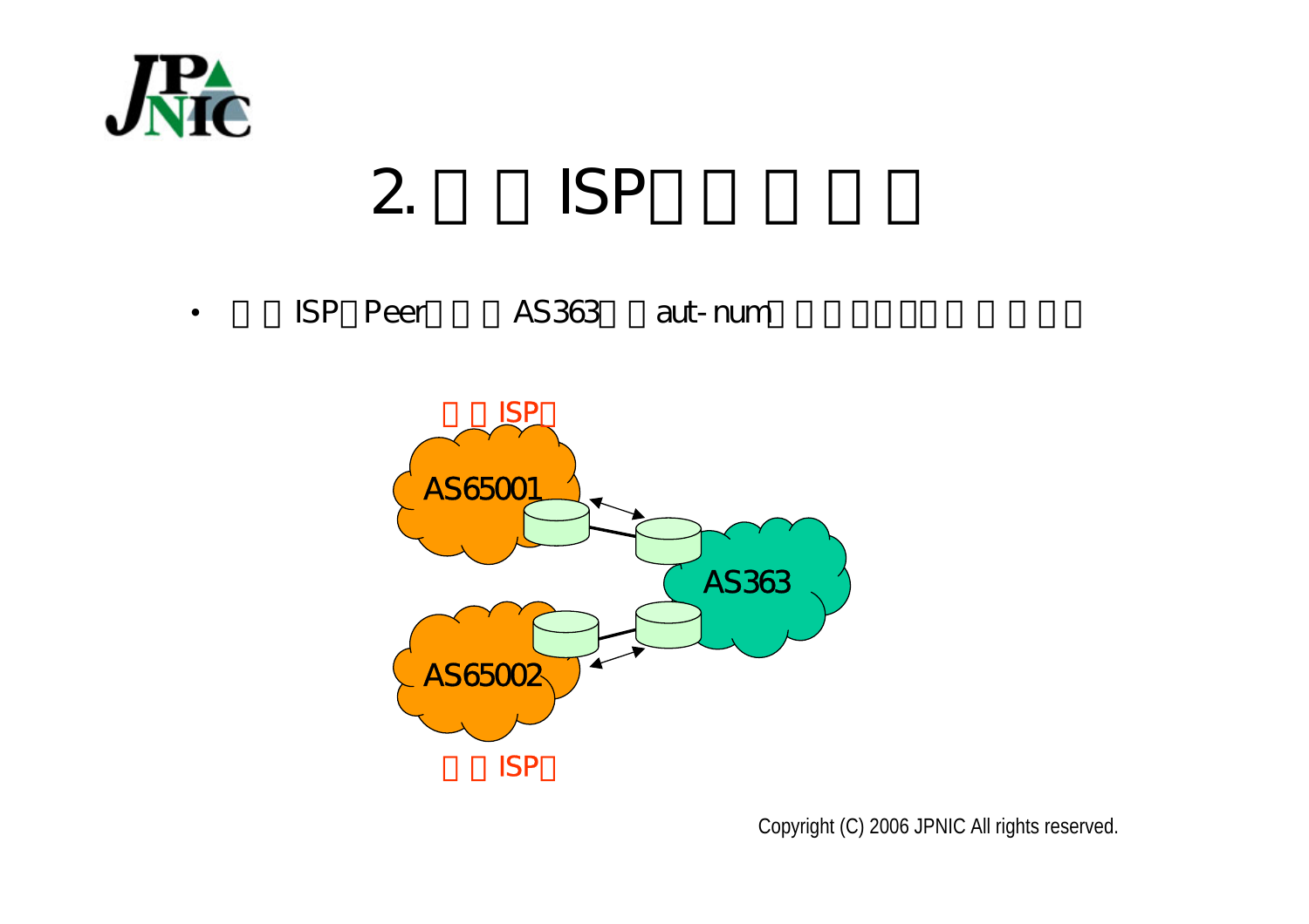# 2. ISP

- ISP Peer AS363 aut-num

ISP

AS65001

AS363

AS65002

ISP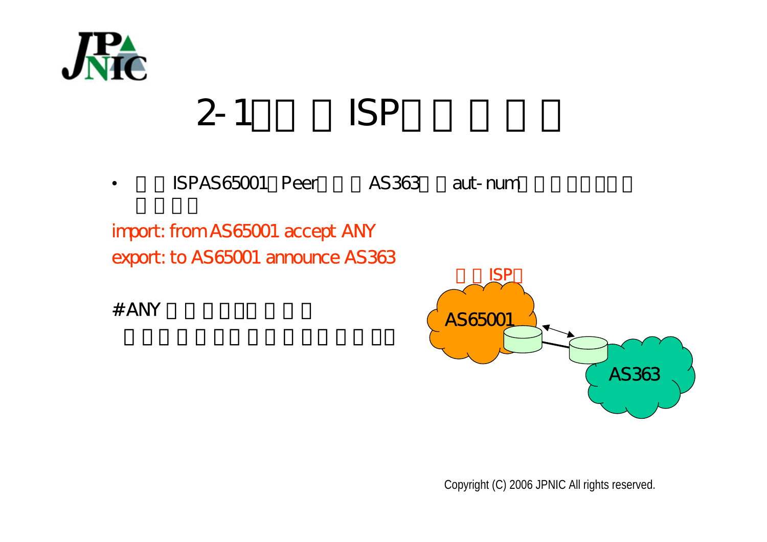# 2-1 ISP

- ISPAS65001 Peer AS363 aut-num

import: from AS65001 accept ANY

export: to AS65001 announce AS363

#ANY

ISP

AS65001

AS363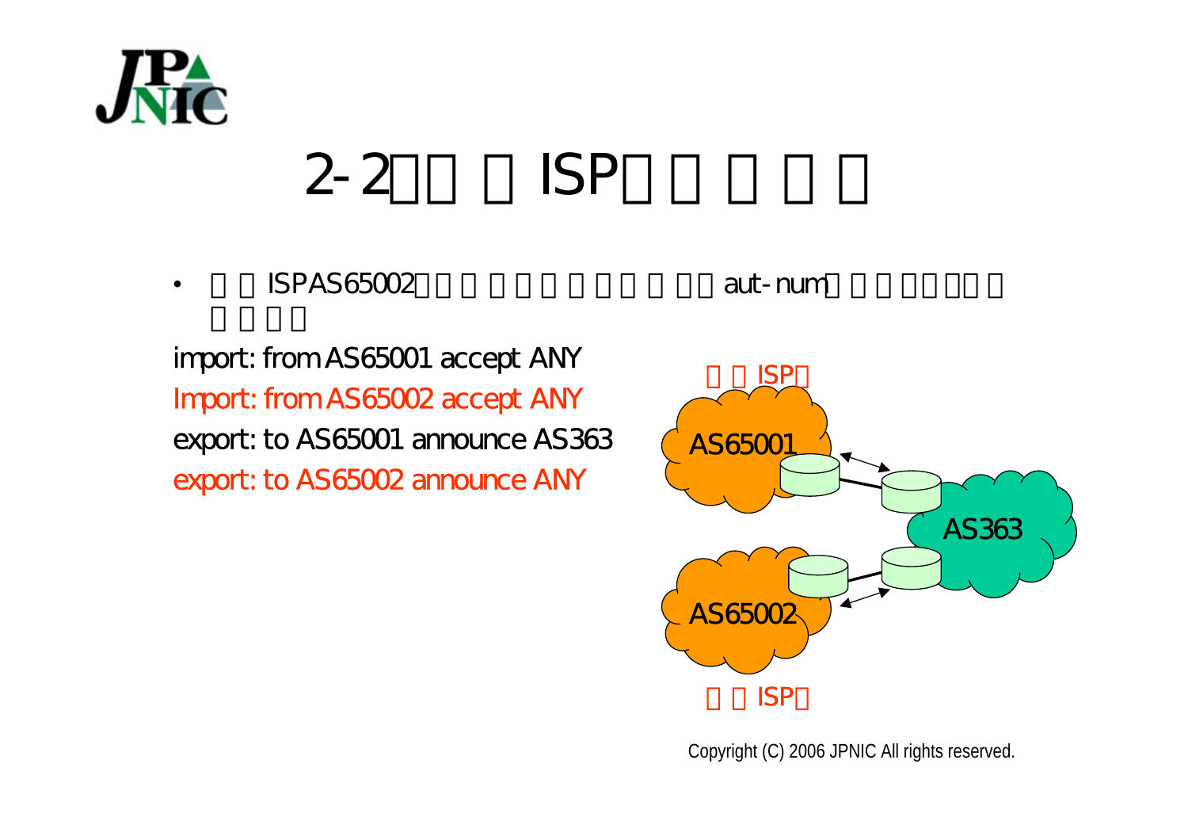# 2-2

- ISPAS65002 aut-num

import: from AS65001 accept ANY

Import: from AS65002 accept ANY

export: to AS65001 announce AS363

export: to AS65002 announce ANY

ISP

AS65001

AS363

AS65002

ISP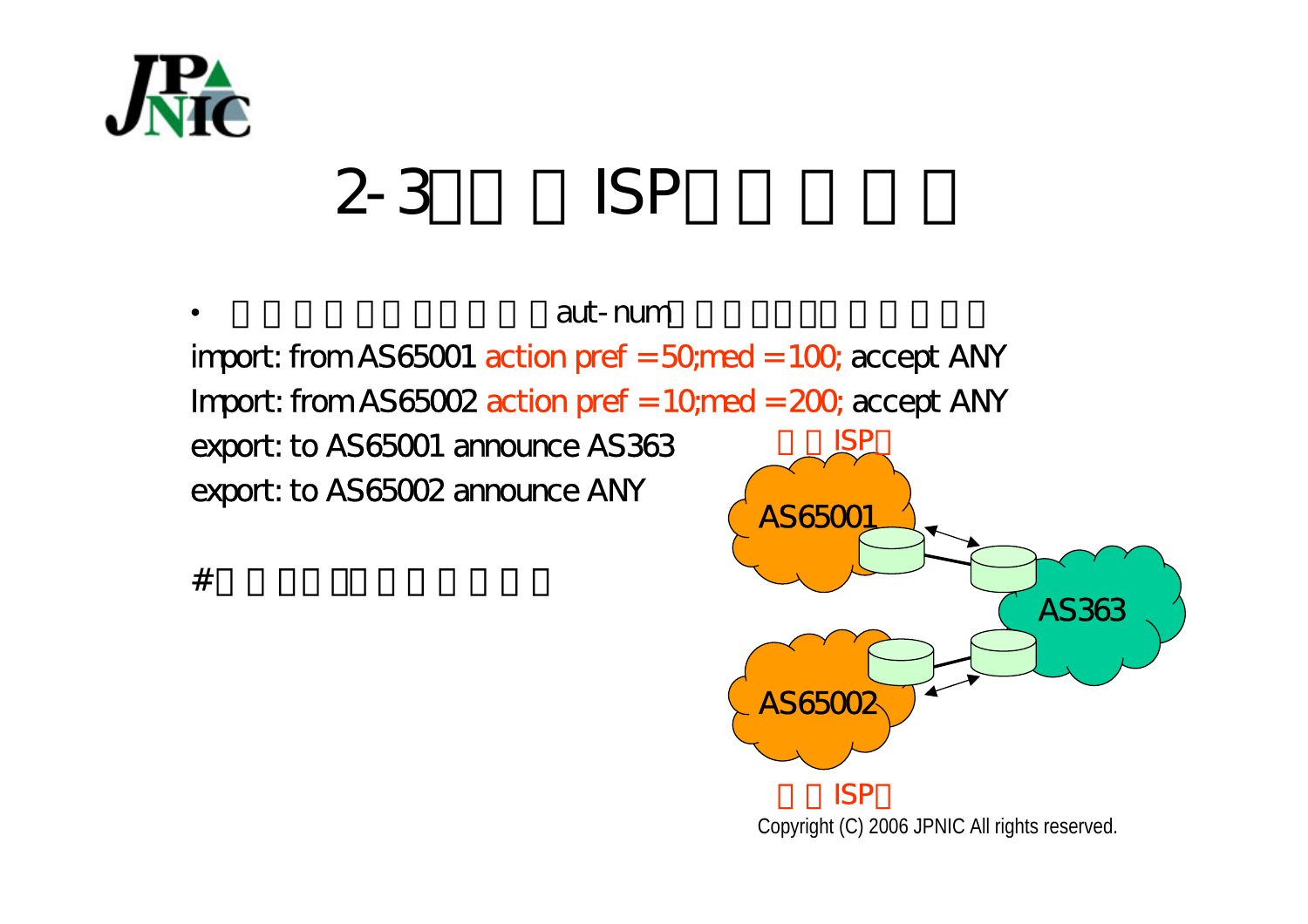# 2-3 ISP

- aut-num

import: from AS65001 action pref = 50;med = 100; accept ANY
Import: from AS65002 action pref = 10;med = 200; accept ANY
export: to AS65001 announce AS363
export: to AS65002 announce ANY

#

ISP

AS65001

AS363

AS65002

ISP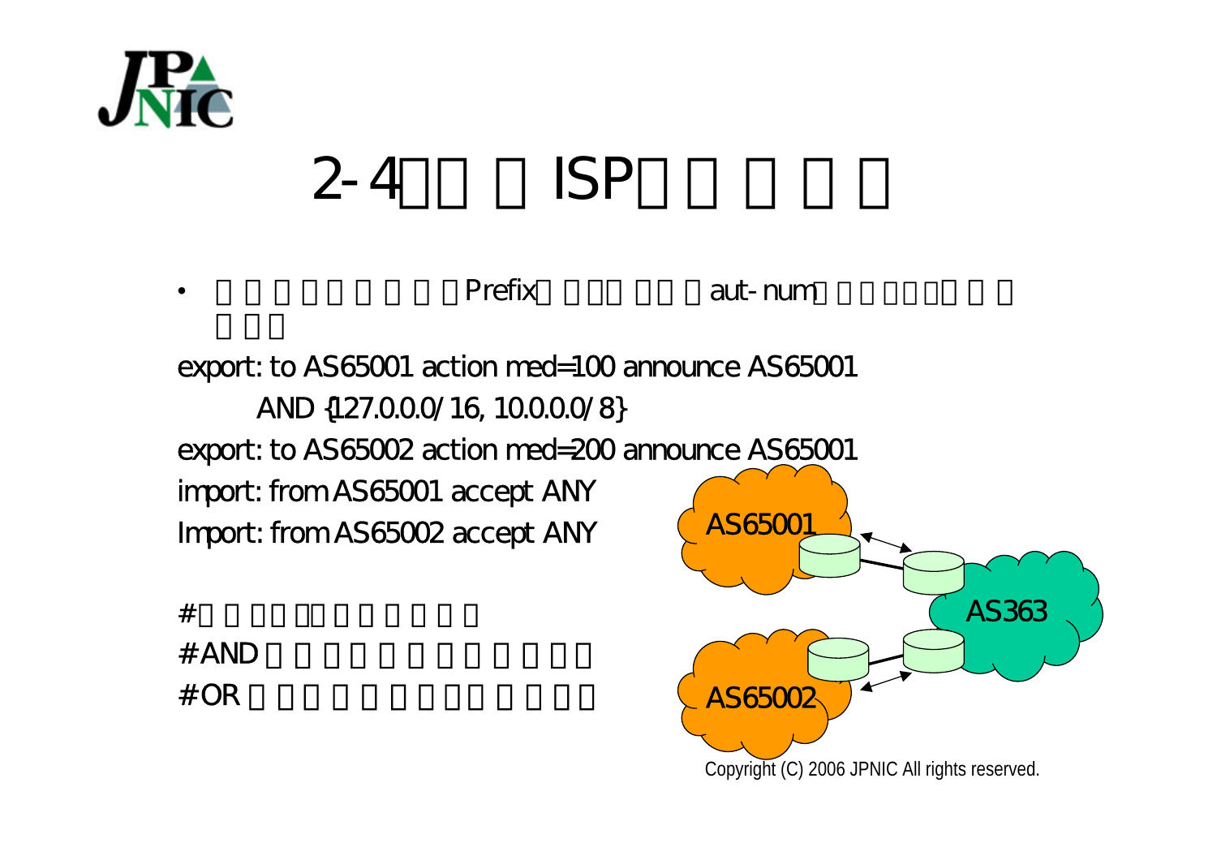# 2-4 ISP

- Prefix aut-num

```
export: to AS65001 action med=100 announce AS65001
        AND {127.0.0.0/16, 10.0.0.0/8}
export: to AS65002 action med=200 announce AS65001
import: from AS65001 accept ANY
Import: from AS65002 accept ANY
```

#

# AND

# OR

AS65001

AS363

AS65002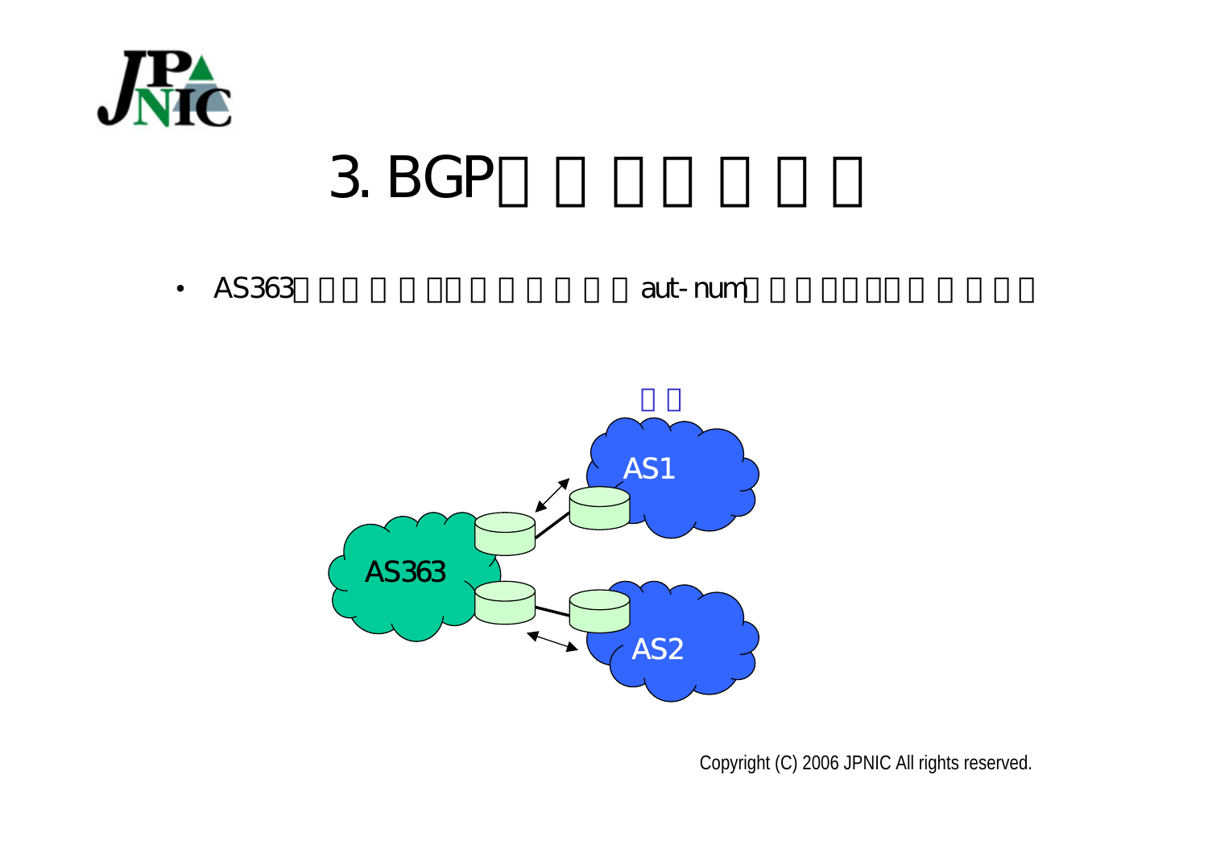# 3. BGP□□□□□□□

- AS363□□□□□□□□□□□□□□aut-num□□□□□□□□□□□□

□□

AS1

AS363

AS2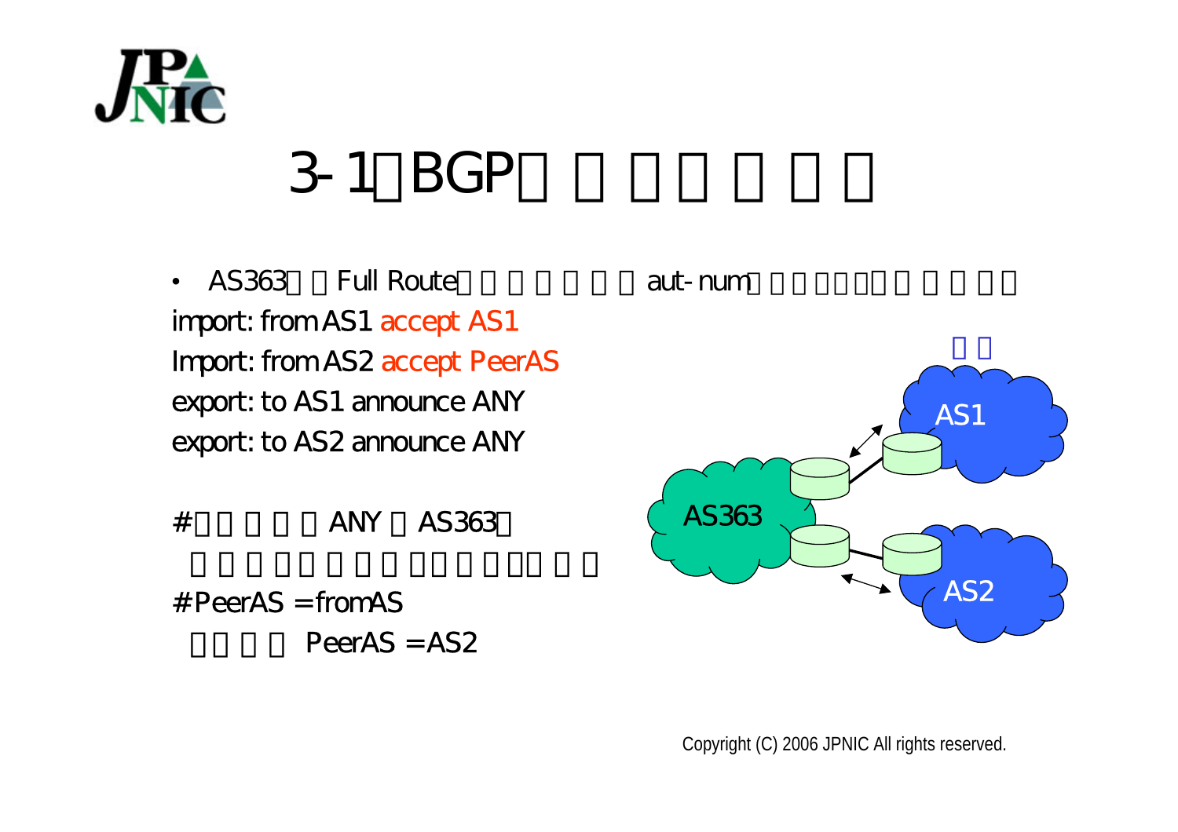# 3-1 BGP

- AS363 Full Route aut-num

import: from AS1 accept AS1
Import: from AS2 accept PeerAS
export: to AS1 announce ANY
export: to AS2 announce ANY

# ANY AS363

# PeerAS = fromAS
PeerAS = AS2

AS1
AS363
AS2

Copyright (C) 2006 JPNIC All rights reserved.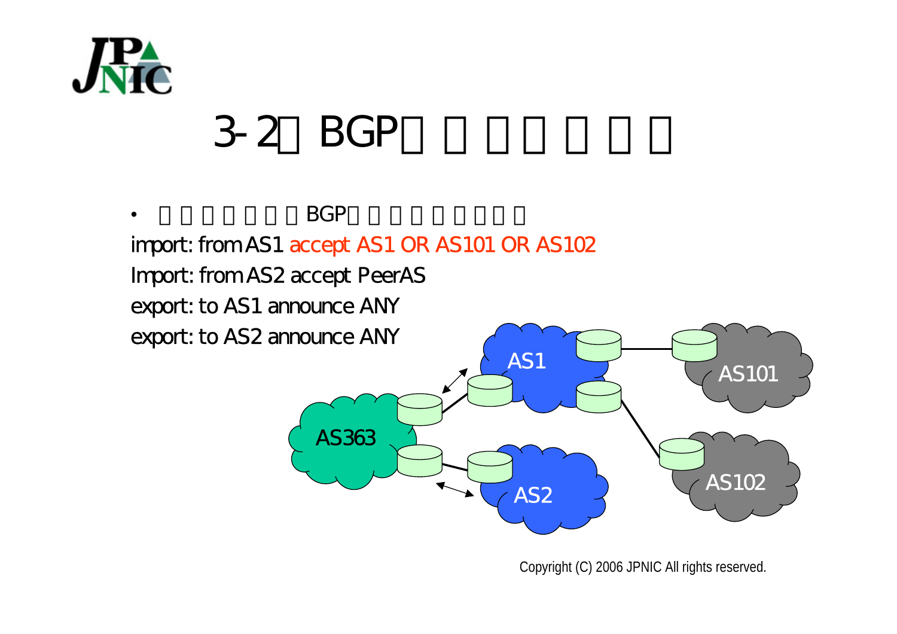# 3-2 BGP

- BGP

import: from AS1 accept AS1 OR AS101 OR AS102

Import: from AS2 accept PeerAS

export: to AS1 announce ANY

export: to AS2 announce ANY

AS1

AS101

AS363

AS102

AS2

Copyright (C) 2006 JPNIC All rights reserved.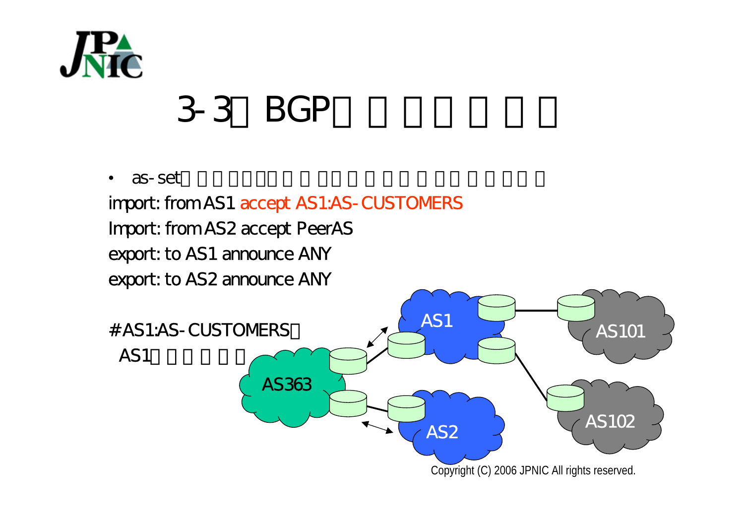# 3-3 BGP

- as-set

import: from AS1 accept AS1:AS-CUSTOMERS
Import: from AS2 accept PeerAS
export: to AS1 announce ANY
export: to AS2 announce ANY

#AS1:AS-CUSTOMERS
AS1

AS1
AS101
AS363
AS2
AS102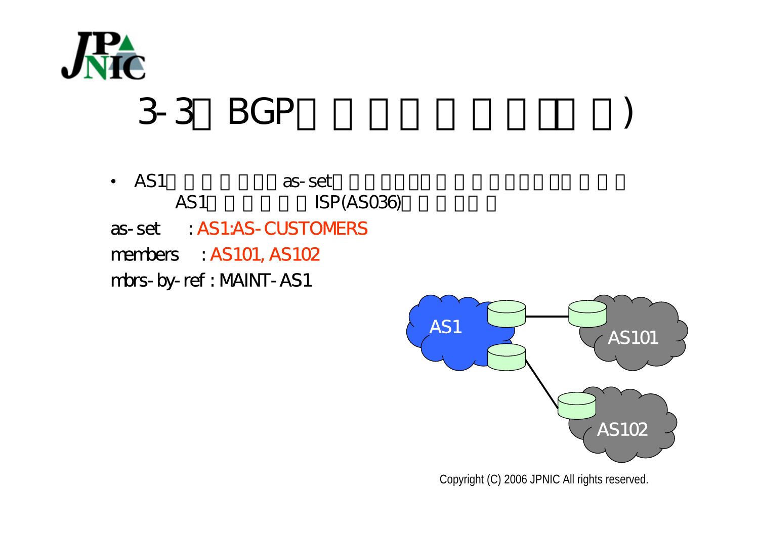# 3-3□BGP□□□□□□□(□□)

- AS1□□□□□□as-set□□□□□□□□□□□□□□□□□□ AS1□□□□□□ISP(AS036)□□□□□

as-set : AS1:AS-CUSTOMERS

members : AS101, AS102

mbrs-by-ref : MAINT-AS1

AS1

AS101

AS102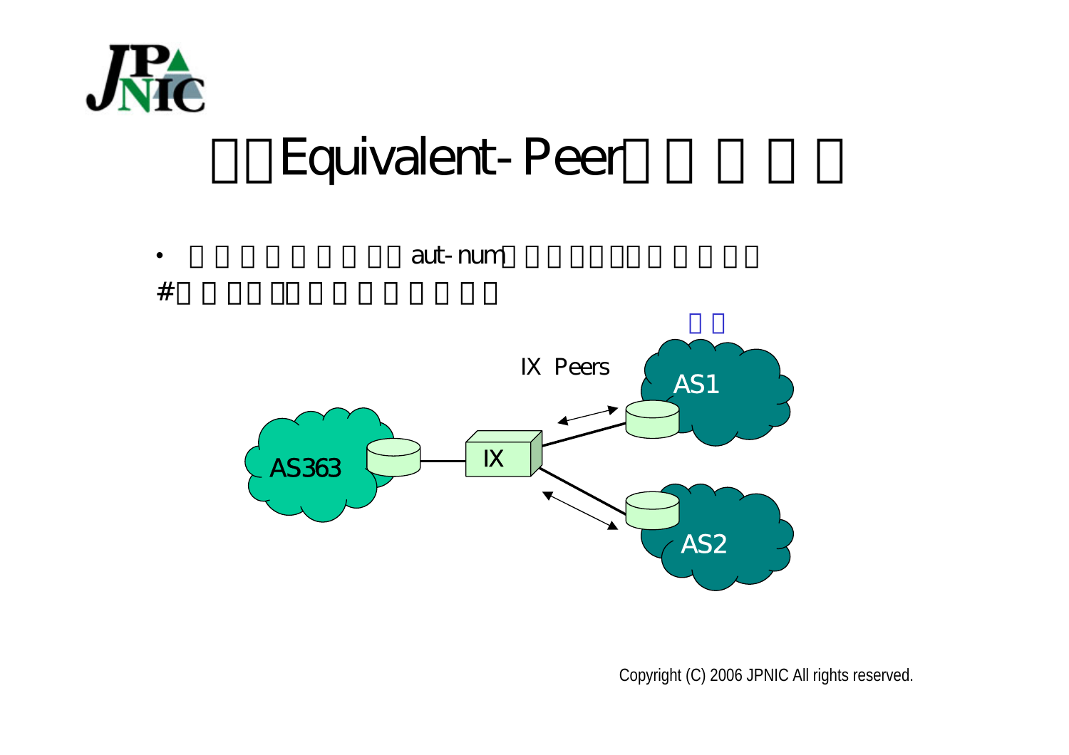# Equivalent-Peer

- aut-num
  #

IX Peers

AS1

AS363

IX

AS2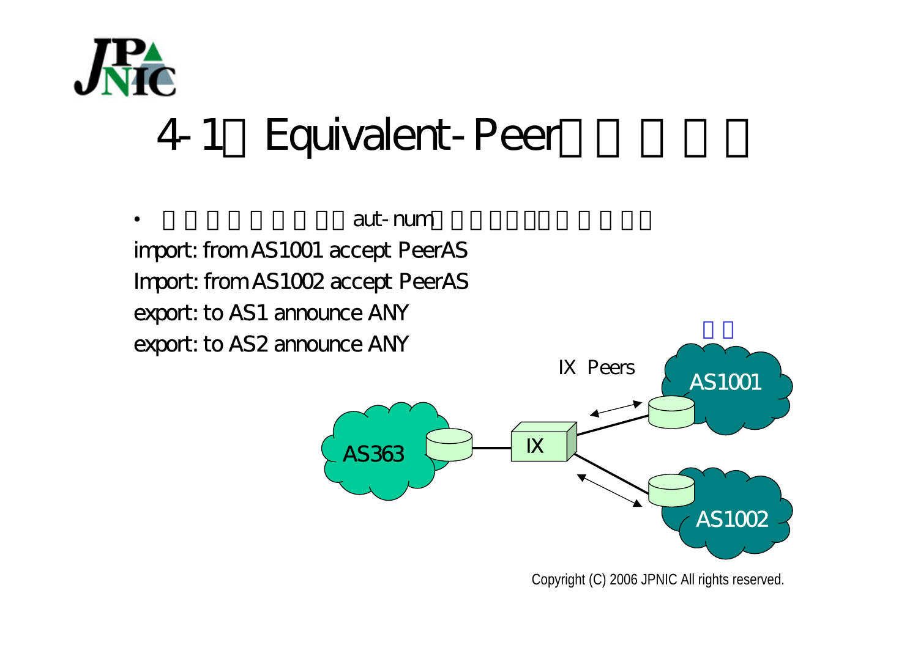# 4-1 Equivalent-Peer

- aut-num

```
import: from AS1001 accept PeerAS
Import: from AS1002 accept PeerAS
export: to AS1 announce ANY
export: to AS2 announce ANY
```

IX Peers

AS1001

AS363

IX

AS1002

Copyright (C) 2006 JPNIC All rights reserved.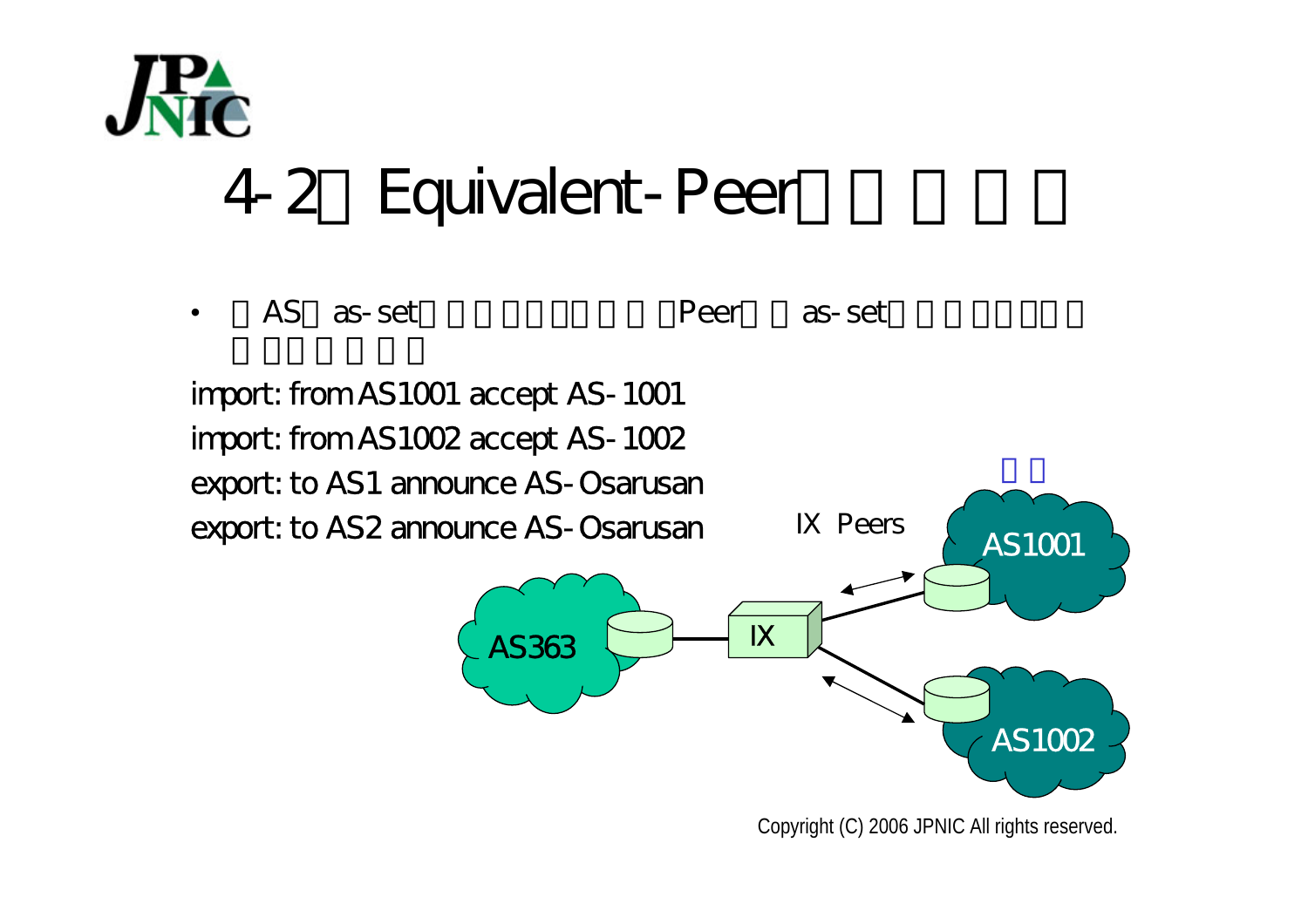# 4-2 Equivalent-Peer

- AS as-set Peer as-set

import: from AS1001 accept AS-1001
import: from AS1002 accept AS-1002
export: to AS1 announce AS-Osarusan
export: to AS2 announce AS-Osarusan

IX Peers

AS1001

AS363

IX

AS1002

Copyright (C) 2006 JPNIC All rights reserved.